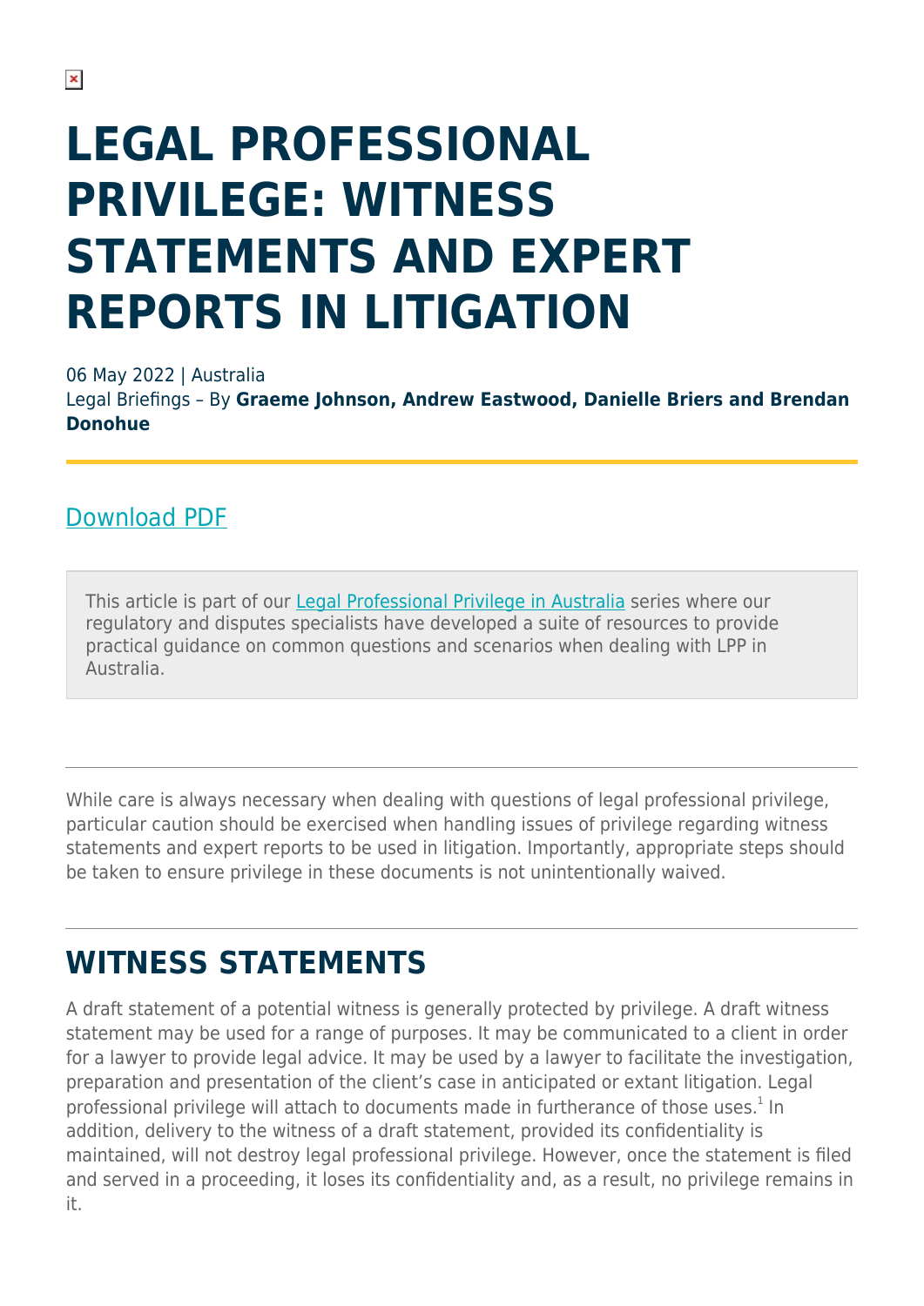# LEGAL PROFESSIONAL PRIVILEGE: WITNESS STATEMENTS AND EXPERT REPORTS IN LITIGATION

06 May 2022 | Australia
Legal Briefings – By **Graeme Johnson, Andrew Eastwood, Danielle Briers and Brendan Donohue**

Download PDF

This article is part of our Legal Professional Privilege in Australia series where our regulatory and disputes specialists have developed a suite of resources to provide practical guidance on common questions and scenarios when dealing with LPP in Australia.

---

While care is always necessary when dealing with questions of legal professional privilege, particular caution should be exercised when handling issues of privilege regarding witness statements and expert reports to be used in litigation. Importantly, appropriate steps should be taken to ensure privilege in these documents is not unintentionally waived.

---

## WITNESS STATEMENTS

A draft statement of a potential witness is generally protected by privilege. A draft witness statement may be used for a range of purposes. It may be communicated to a client in order for a lawyer to provide legal advice. It may be used by a lawyer to facilitate the investigation, preparation and presentation of the client's case in anticipated or extant litigation. Legal professional privilege will attach to documents made in furtherance of those uses.[1] In addition, delivery to the witness of a draft statement, provided its confidentiality is maintained, will not destroy legal professional privilege. However, once the statement is filed and served in a proceeding, it loses its confidentiality and, as a result, no privilege remains in it.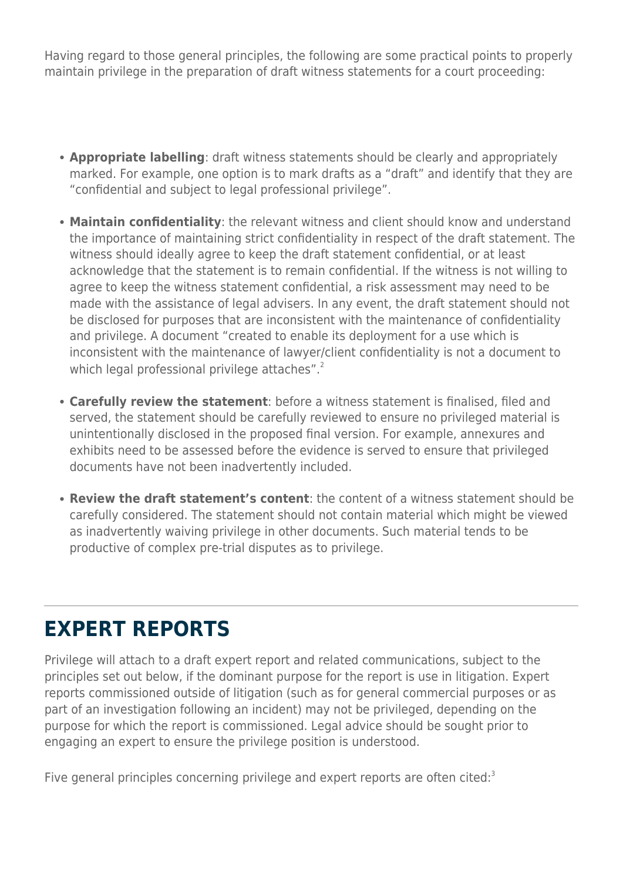Having regard to those general principles, the following are some practical points to properly maintain privilege in the preparation of draft witness statements for a court proceeding:

- **Appropriate labelling**: draft witness statements should be clearly and appropriately marked. For example, one option is to mark drafts as a "draft" and identify that they are "confidential and subject to legal professional privilege".
- **Maintain confidentiality**: the relevant witness and client should know and understand the importance of maintaining strict confidentiality in respect of the draft statement. The witness should ideally agree to keep the draft statement confidential, or at least acknowledge that the statement is to remain confidential. If the witness is not willing to agree to keep the witness statement confidential, a risk assessment may need to be made with the assistance of legal advisers. In any event, the draft statement should not be disclosed for purposes that are inconsistent with the maintenance of confidentiality and privilege. A document "created to enable its deployment for a use which is inconsistent with the maintenance of lawyer/client confidentiality is not a document to which legal professional privilege attaches".[2]
- **Carefully review the statement**: before a witness statement is finalised, filed and served, the statement should be carefully reviewed to ensure no privileged material is unintentionally disclosed in the proposed final version. For example, annexures and exhibits need to be assessed before the evidence is served to ensure that privileged documents have not been inadvertently included.
- **Review the draft statement's content**: the content of a witness statement should be carefully considered. The statement should not contain material which might be viewed as inadvertently waiving privilege in other documents. Such material tends to be productive of complex pre-trial disputes as to privilege.

## EXPERT REPORTS

Privilege will attach to a draft expert report and related communications, subject to the principles set out below, if the dominant purpose for the report is use in litigation. Expert reports commissioned outside of litigation (such as for general commercial purposes or as part of an investigation following an incident) may not be privileged, depending on the purpose for which the report is commissioned. Legal advice should be sought prior to engaging an expert to ensure the privilege position is understood.

Five general principles concerning privilege and expert reports are often cited:[3]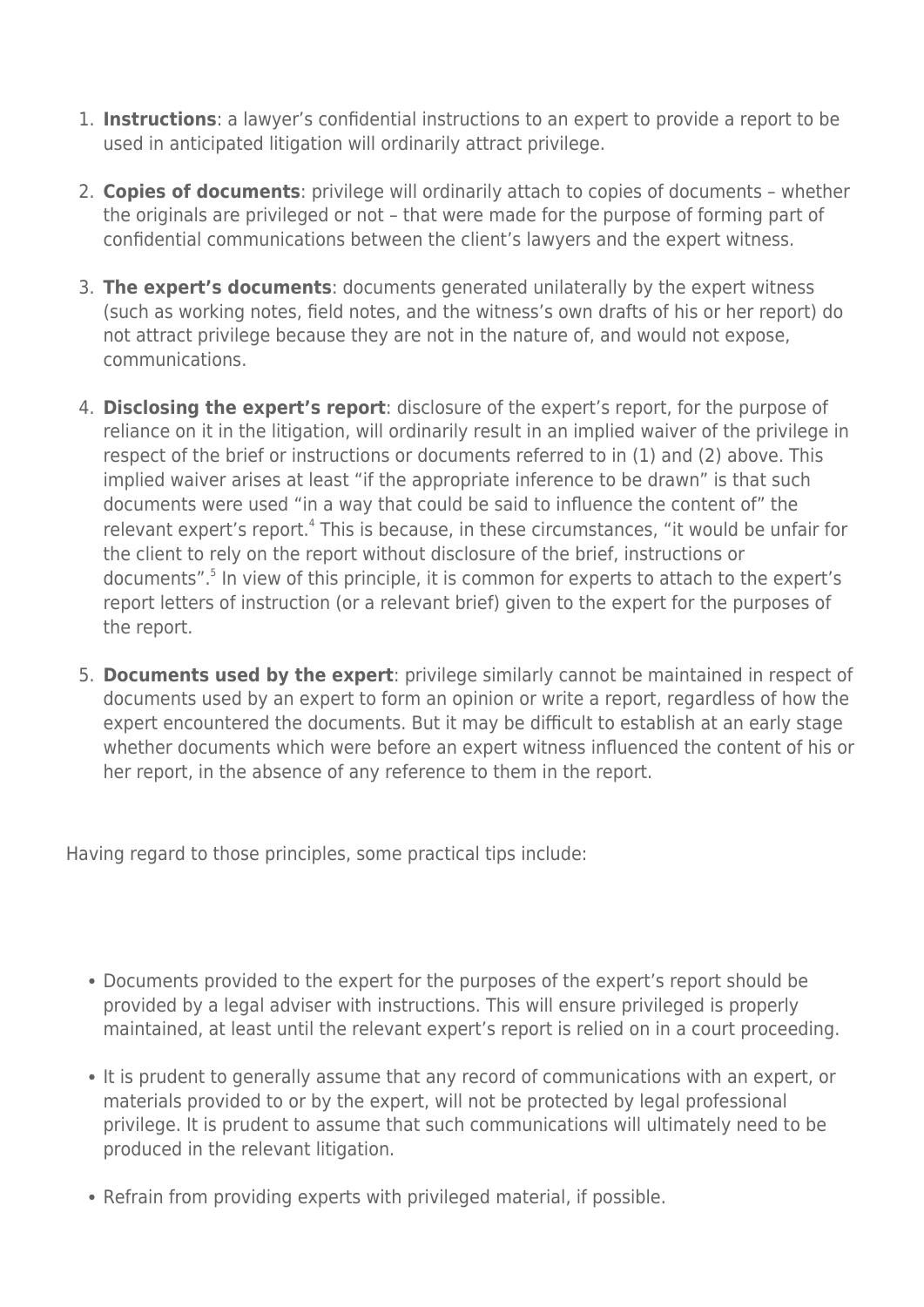1. **Instructions**: a lawyer's confidential instructions to an expert to provide a report to be used in anticipated litigation will ordinarily attract privilege.

2. **Copies of documents**: privilege will ordinarily attach to copies of documents – whether the originals are privileged or not – that were made for the purpose of forming part of confidential communications between the client's lawyers and the expert witness.

3. **The expert's documents**: documents generated unilaterally by the expert witness (such as working notes, field notes, and the witness's own drafts of his or her report) do not attract privilege because they are not in the nature of, and would not expose, communications.

4. **Disclosing the expert's report**: disclosure of the expert's report, for the purpose of reliance on it in the litigation, will ordinarily result in an implied waiver of the privilege in respect of the brief or instructions or documents referred to in (1) and (2) above. This implied waiver arises at least "if the appropriate inference to be drawn" is that such documents were used "in a way that could be said to influence the content of" the relevant expert's report.[4] This is because, in these circumstances, "it would be unfair for the client to rely on the report without disclosure of the brief, instructions or documents".[5] In view of this principle, it is common for experts to attach to the expert's report letters of instruction (or a relevant brief) given to the expert for the purposes of the report.

5. **Documents used by the expert**: privilege similarly cannot be maintained in respect of documents used by an expert to form an opinion or write a report, regardless of how the expert encountered the documents. But it may be difficult to establish at an early stage whether documents which were before an expert witness influenced the content of his or her report, in the absence of any reference to them in the report.

Having regard to those principles, some practical tips include:

- Documents provided to the expert for the purposes of the expert's report should be provided by a legal adviser with instructions. This will ensure privileged is properly maintained, at least until the relevant expert's report is relied on in a court proceeding.
- It is prudent to generally assume that any record of communications with an expert, or materials provided to or by the expert, will not be protected by legal professional privilege. It is prudent to assume that such communications will ultimately need to be produced in the relevant litigation.
- Refrain from providing experts with privileged material, if possible.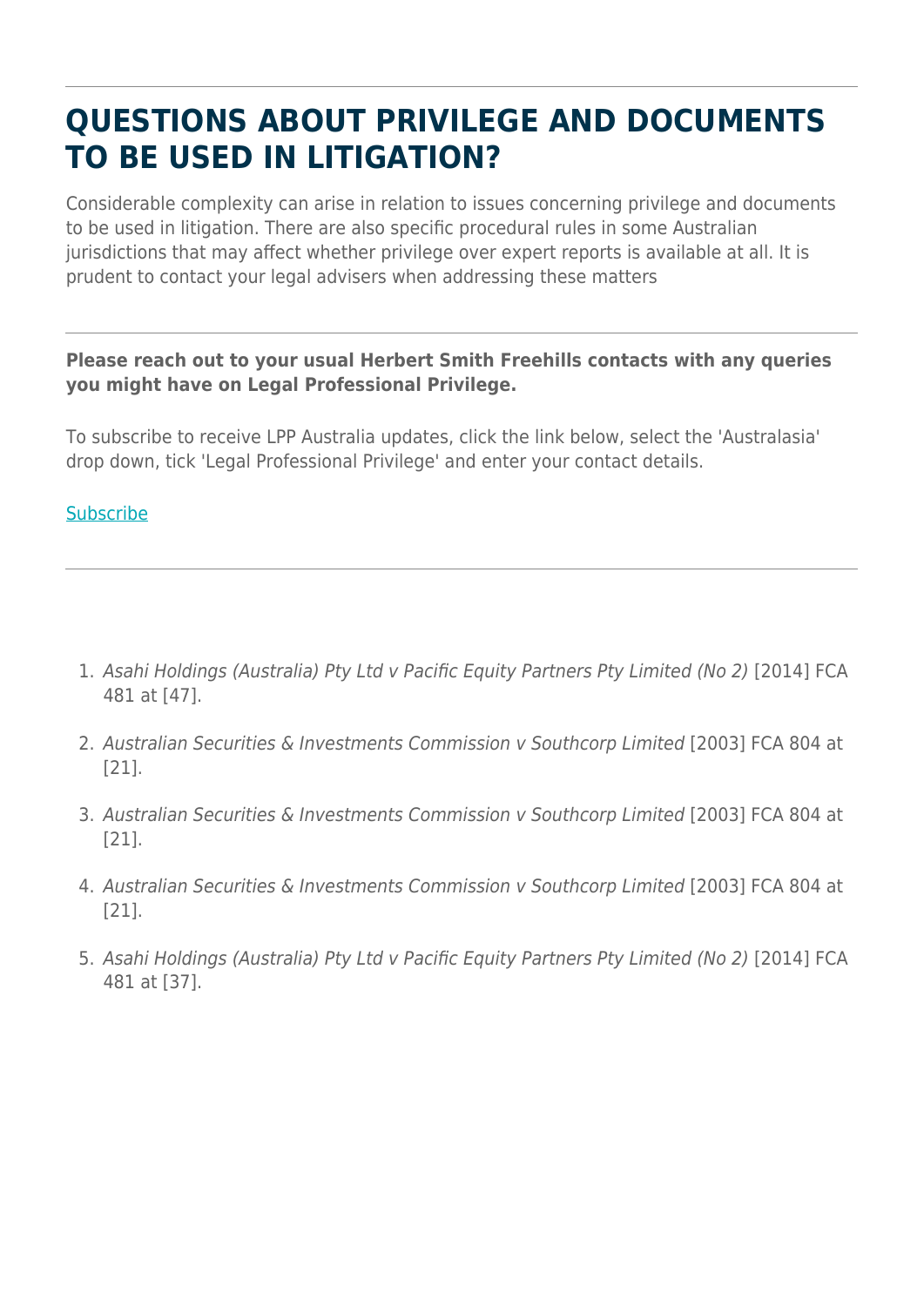# QUESTIONS ABOUT PRIVILEGE AND DOCUMENTS TO BE USED IN LITIGATION?

Considerable complexity can arise in relation to issues concerning privilege and documents to be used in litigation. There are also specific procedural rules in some Australian jurisdictions that may affect whether privilege over expert reports is available at all. It is prudent to contact your legal advisers when addressing these matters

---

**Please reach out to your usual Herbert Smith Freehills contacts with any queries you might have on Legal Professional Privilege.**

To subscribe to receive LPP Australia updates, click the link below, select the 'Australasia' drop down, tick 'Legal Professional Privilege' and enter your contact details.

Subscribe

---

1. *Asahi Holdings (Australia) Pty Ltd v Pacific Equity Partners Pty Limited (No 2)* [2014] FCA 481 at [47].
2. *Australian Securities & Investments Commission v Southcorp Limited* [2003] FCA 804 at [21].
3. *Australian Securities & Investments Commission v Southcorp Limited* [2003] FCA 804 at [21].
4. *Australian Securities & Investments Commission v Southcorp Limited* [2003] FCA 804 at [21].
5. *Asahi Holdings (Australia) Pty Ltd v Pacific Equity Partners Pty Limited (No 2)* [2014] FCA 481 at [37].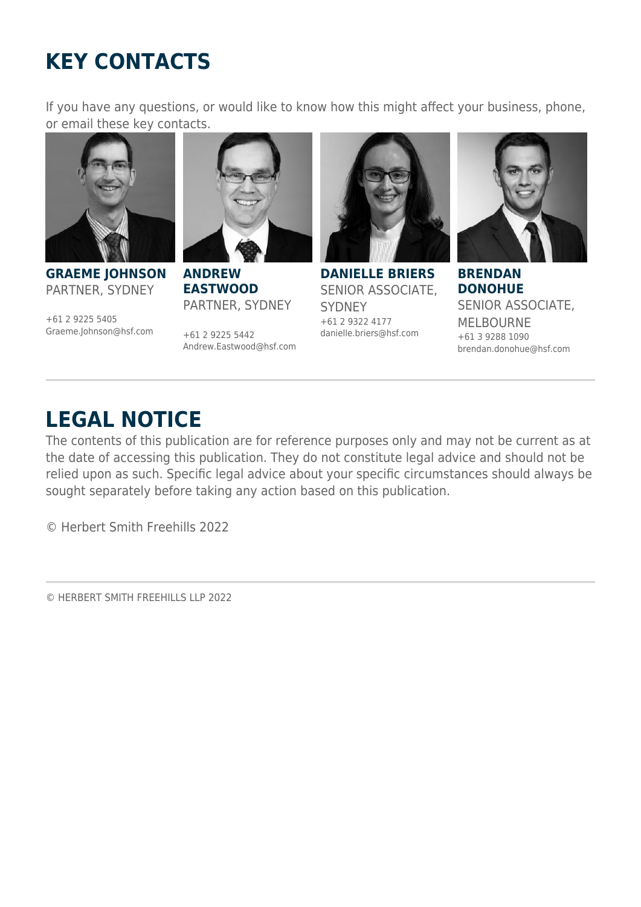# KEY CONTACTS

If you have any questions, or would like to know how this might affect your business, phone, or email these key contacts.

**GRAEME JOHNSON**
PARTNER, SYDNEY

+61 2 9225 5405
Graeme.Johnson@hsf.com

**ANDREW EASTWOOD**
PARTNER, SYDNEY

+61 2 9225 5442
Andrew.Eastwood@hsf.com

**DANIELLE BRIERS**
SENIOR ASSOCIATE, SYDNEY
+61 2 9322 4177
danielle.briers@hsf.com

**BRENDAN DONOHUE**
SENIOR ASSOCIATE, MELBOURNE
+61 3 9288 1090
brendan.donohue@hsf.com

# LEGAL NOTICE

The contents of this publication are for reference purposes only and may not be current as at the date of accessing this publication. They do not constitute legal advice and should not be relied upon as such. Specific legal advice about your specific circumstances should always be sought separately before taking any action based on this publication.

© Herbert Smith Freehills 2022

© HERBERT SMITH FREEHILLS LLP 2022